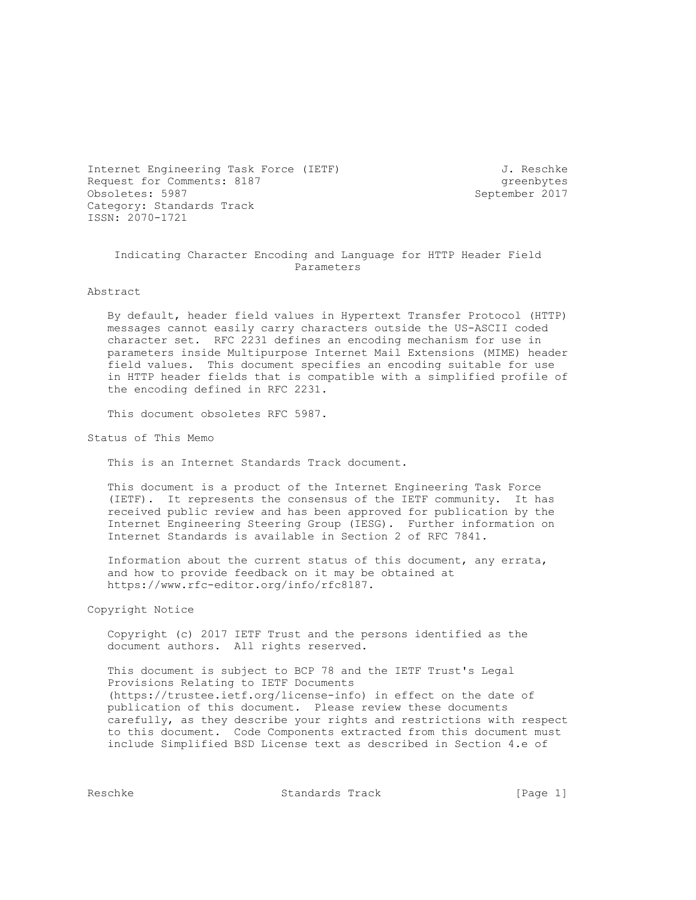Internet Engineering Task Force (IETF) — J. Reschke
Request for Comments: 8187 — greenbytes
Obsoletes: 5987 — September 2017
Category: Standards Track
ISSN: 2070-1721

# Indicating Character Encoding and Language for HTTP Header Field Parameters

## Abstract

By default, header field values in Hypertext Transfer Protocol (HTTP) messages cannot easily carry characters outside the US-ASCII coded character set. RFC 2231 defines an encoding mechanism for use in parameters inside Multipurpose Internet Mail Extensions (MIME) header field values. This document specifies an encoding suitable for use in HTTP header fields that is compatible with a simplified profile of the encoding defined in RFC 2231.

This document obsoletes RFC 5987.

## Status of This Memo

This is an Internet Standards Track document.

This document is a product of the Internet Engineering Task Force (IETF). It represents the consensus of the IETF community. It has received public review and has been approved for publication by the Internet Engineering Steering Group (IESG). Further information on Internet Standards is available in Section 2 of RFC 7841.

Information about the current status of this document, any errata, and how to provide feedback on it may be obtained at https://www.rfc-editor.org/info/rfc8187.

## Copyright Notice

Copyright (c) 2017 IETF Trust and the persons identified as the document authors. All rights reserved.

This document is subject to BCP 78 and the IETF Trust's Legal Provisions Relating to IETF Documents (https://trustee.ietf.org/license-info) in effect on the date of publication of this document. Please review these documents carefully, as they describe your rights and restrictions with respect to this document. Code Components extracted from this document must include Simplified BSD License text as described in Section 4.e of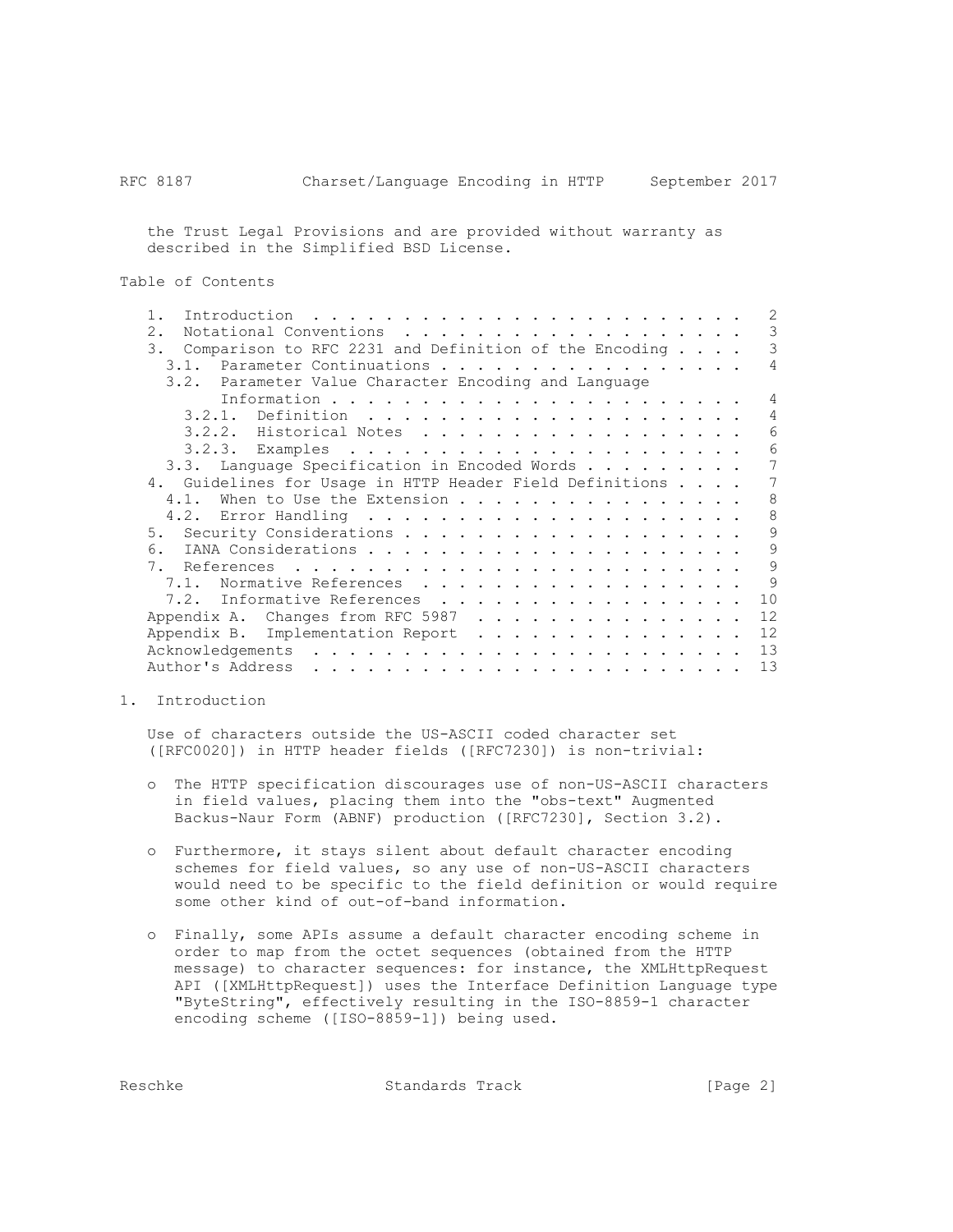the Trust Legal Provisions and are provided without warranty as described in the Simplified BSD License.

## Table of Contents

- 1. Introduction . . . . . . . . . . . . . . . . . . . . . . . . 2
- 2. Notational Conventions . . . . . . . . . . . . . . . . . . . 3
- 3. Comparison to RFC 2231 and Definition of the Encoding . . . . 3
  - 3.1. Parameter Continuations . . . . . . . . . . . . . . . . . 4
  - 3.2. Parameter Value Character Encoding and Language Information . . . . . . . . . . . . . . . . . . . . . . . 4
    - 3.2.1. Definition . . . . . . . . . . . . . . . . . . . . . 4
    - 3.2.2. Historical Notes . . . . . . . . . . . . . . . . . . 6
    - 3.2.3. Examples . . . . . . . . . . . . . . . . . . . . . . 6
  - 3.3. Language Specification in Encoded Words . . . . . . . . . 7
- 4. Guidelines for Usage in HTTP Header Field Definitions . . . . 7
  - 4.1. When to Use the Extension . . . . . . . . . . . . . . . . 8
  - 4.2. Error Handling . . . . . . . . . . . . . . . . . . . . . 8
- 5. Security Considerations . . . . . . . . . . . . . . . . . . . 9
- 6. IANA Considerations . . . . . . . . . . . . . . . . . . . . . 9
- 7. References . . . . . . . . . . . . . . . . . . . . . . . . . 9
  - 7.1. Normative References . . . . . . . . . . . . . . . . . . 9
  - 7.2. Informative References . . . . . . . . . . . . . . . . . 10
- Appendix A. Changes from RFC 5987 . . . . . . . . . . . . . . . . 12
- Appendix B. Implementation Report . . . . . . . . . . . . . . . . 12
- Acknowledgements . . . . . . . . . . . . . . . . . . . . . . . . 13
- Author's Address . . . . . . . . . . . . . . . . . . . . . . . . 13

## 1. Introduction

Use of characters outside the US-ASCII coded character set ([RFC0020]) in HTTP header fields ([RFC7230]) is non-trivial:

- o The HTTP specification discourages use of non-US-ASCII characters in field values, placing them into the "obs-text" Augmented Backus-Naur Form (ABNF) production ([RFC7230], Section 3.2).

- o Furthermore, it stays silent about default character encoding schemes for field values, so any use of non-US-ASCII characters would need to be specific to the field definition or would require some other kind of out-of-band information.

- o Finally, some APIs assume a default character encoding scheme in order to map from the octet sequences (obtained from the HTTP message) to character sequences: for instance, the XMLHttpRequest API ([XMLHttpRequest]) uses the Interface Definition Language type "ByteString", effectively resulting in the ISO-8859-1 character encoding scheme ([ISO-8859-1]) being used.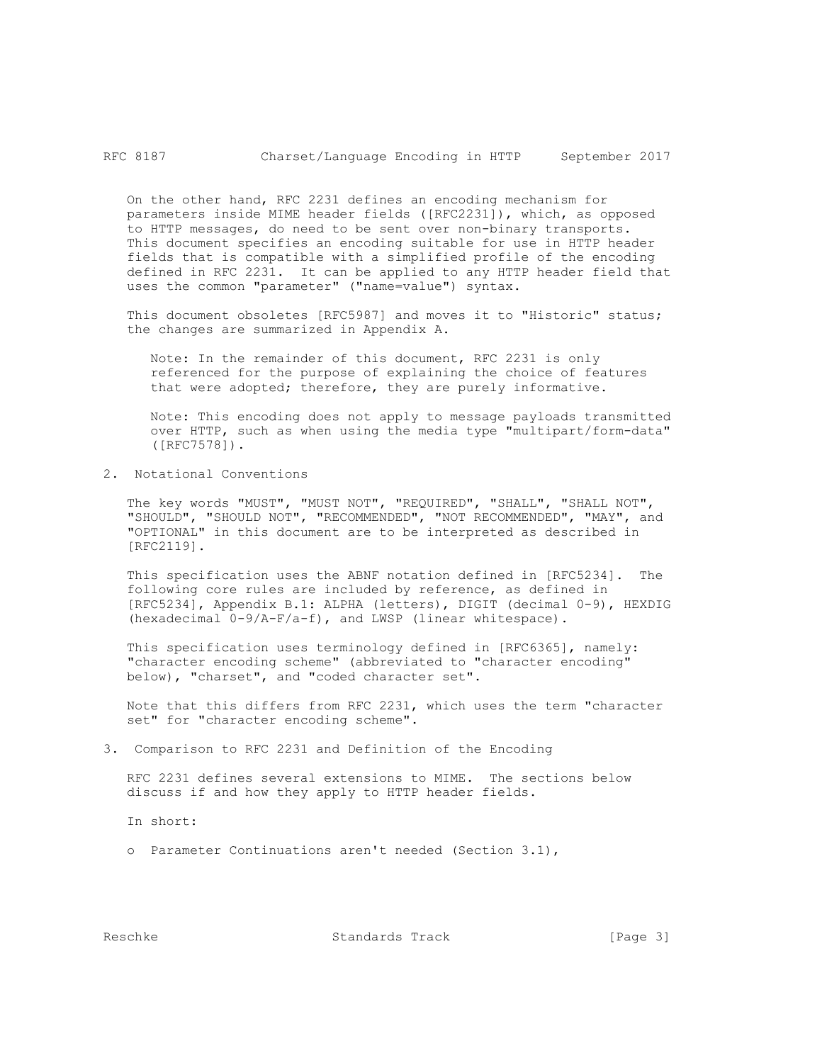On the other hand, RFC 2231 defines an encoding mechanism for parameters inside MIME header fields ([RFC2231]), which, as opposed to HTTP messages, do need to be sent over non-binary transports. This document specifies an encoding suitable for use in HTTP header fields that is compatible with a simplified profile of the encoding defined in RFC 2231. It can be applied to any HTTP header field that uses the common "parameter" ("name=value") syntax.

This document obsoletes [RFC5987] and moves it to "Historic" status; the changes are summarized in Appendix A.

> Note: In the remainder of this document, RFC 2231 is only referenced for the purpose of explaining the choice of features that were adopted; therefore, they are purely informative.

> Note: This encoding does not apply to message payloads transmitted over HTTP, such as when using the media type "multipart/form-data" ([RFC7578]).

## 2. Notational Conventions

The key words "MUST", "MUST NOT", "REQUIRED", "SHALL", "SHALL NOT", "SHOULD", "SHOULD NOT", "RECOMMENDED", "NOT RECOMMENDED", "MAY", and "OPTIONAL" in this document are to be interpreted as described in [RFC2119].

This specification uses the ABNF notation defined in [RFC5234]. The following core rules are included by reference, as defined in [RFC5234], Appendix B.1: ALPHA (letters), DIGIT (decimal 0-9), HEXDIG (hexadecimal 0-9/A-F/a-f), and LWSP (linear whitespace).

This specification uses terminology defined in [RFC6365], namely: "character encoding scheme" (abbreviated to "character encoding" below), "charset", and "coded character set".

Note that this differs from RFC 2231, which uses the term "character set" for "character encoding scheme".

## 3. Comparison to RFC 2231 and Definition of the Encoding

RFC 2231 defines several extensions to MIME. The sections below discuss if and how they apply to HTTP header fields.

In short:

- Parameter Continuations aren't needed (Section 3.1),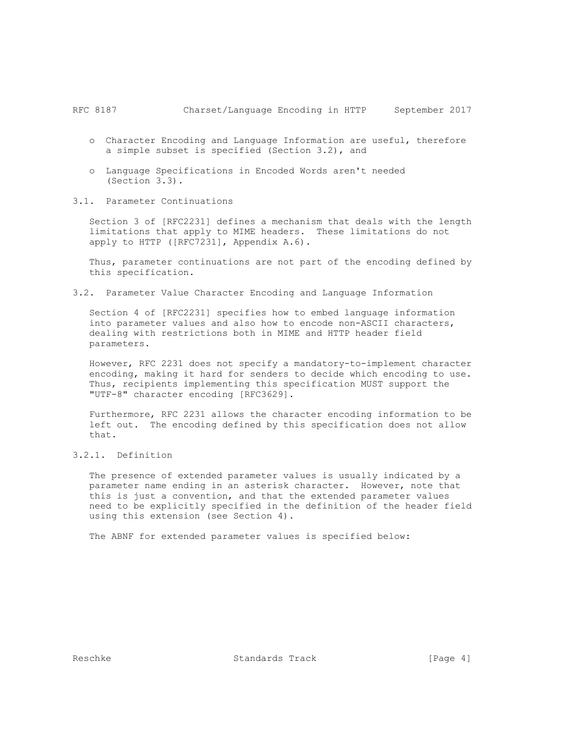- Character Encoding and Language Information are useful, therefore a simple subset is specified (Section 3.2), and

- Language Specifications in Encoded Words aren't needed (Section 3.3).

### 3.1. Parameter Continuations

Section 3 of [RFC2231] defines a mechanism that deals with the length limitations that apply to MIME headers. These limitations do not apply to HTTP ([RFC7231], Appendix A.6).

Thus, parameter continuations are not part of the encoding defined by this specification.

### 3.2. Parameter Value Character Encoding and Language Information

Section 4 of [RFC2231] specifies how to embed language information into parameter values and also how to encode non-ASCII characters, dealing with restrictions both in MIME and HTTP header field parameters.

However, RFC 2231 does not specify a mandatory-to-implement character encoding, making it hard for senders to decide which encoding to use. Thus, recipients implementing this specification MUST support the "UTF-8" character encoding [RFC3629].

Furthermore, RFC 2231 allows the character encoding information to be left out. The encoding defined by this specification does not allow that.

#### 3.2.1. Definition

The presence of extended parameter values is usually indicated by a parameter name ending in an asterisk character. However, note that this is just a convention, and that the extended parameter values need to be explicitly specified in the definition of the header field using this extension (see Section 4).

The ABNF for extended parameter values is specified below: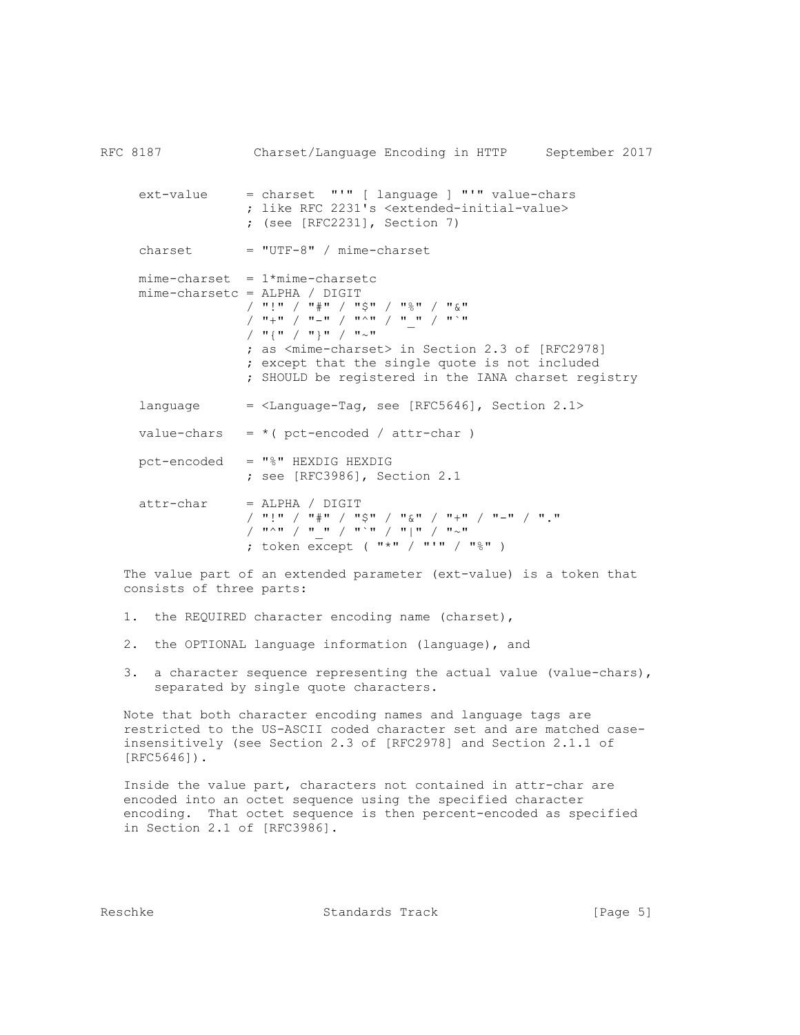```
     ext-value     = charset  "'" [ language ] "'" value-chars
                   ; like RFC 2231's <extended-initial-value>
                   ; (see [RFC2231], Section 7)

     charset       = "UTF-8" / mime-charset

     mime-charset  = 1*mime-charsetc
     mime-charsetc = ALPHA / DIGIT
                   / "!" / "#" / "$" / "%" / "&"
                   / "+" / "-" / "^" / "_" / "`"
                   / "{" / "}" / "~"
                   ; as <mime-charset> in Section 2.3 of [RFC2978]
                   ; except that the single quote is not included
                   ; SHOULD be registered in the IANA charset registry

     language      = <Language-Tag, see [RFC5646], Section 2.1>

     value-chars   = *( pct-encoded / attr-char )

     pct-encoded   = "%" HEXDIG HEXDIG
                   ; see [RFC3986], Section 2.1

     attr-char     = ALPHA / DIGIT
                   / "!" / "#" / "$" / "&" / "+" / "-" / "."
                   / "^" / "_" / "`" / "|" / "~"
                   ; token except ( "*" / "'" / "%" )
```

The value part of an extended parameter (ext-value) is a token that consists of three parts:

1. the REQUIRED character encoding name (charset),

2. the OPTIONAL language information (language), and

3. a character sequence representing the actual value (value-chars), separated by single quote characters.

Note that both character encoding names and language tags are restricted to the US-ASCII coded character set and are matched case-insensitively (see Section 2.3 of [RFC2978] and Section 2.1.1 of [RFC5646]).

Inside the value part, characters not contained in attr-char are encoded into an octet sequence using the specified character encoding. That octet sequence is then percent-encoded as specified in Section 2.1 of [RFC3986].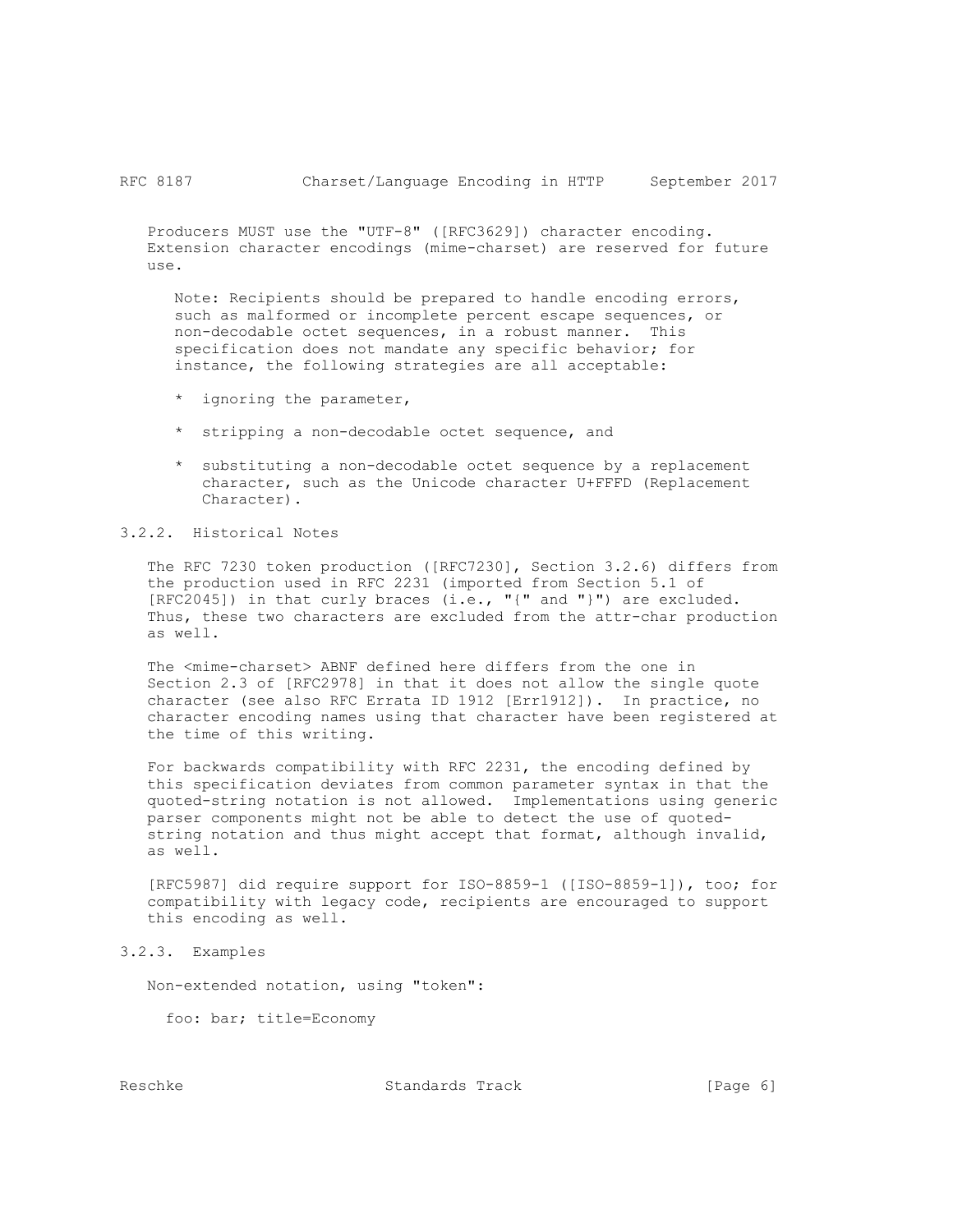Producers MUST use the "UTF-8" ([RFC3629]) character encoding. Extension character encodings (mime-charset) are reserved for future use.

> Note: Recipients should be prepared to handle encoding errors, such as malformed or incomplete percent escape sequences, or non-decodable octet sequences, in a robust manner. This specification does not mandate any specific behavior; for instance, the following strategies are all acceptable:
>
> * ignoring the parameter,
> * stripping a non-decodable octet sequence, and
> * substituting a non-decodable octet sequence by a replacement character, such as the Unicode character U+FFFD (Replacement Character).

### 3.2.2. Historical Notes

The RFC 7230 token production ([RFC7230], Section 3.2.6) differs from the production used in RFC 2231 (imported from Section 5.1 of [RFC2045]) in that curly braces (i.e., "{" and "}") are excluded. Thus, these two characters are excluded from the attr-char production as well.

The <mime-charset> ABNF defined here differs from the one in Section 2.3 of [RFC2978] in that it does not allow the single quote character (see also RFC Errata ID 1912 [Err1912]). In practice, no character encoding names using that character have been registered at the time of this writing.

For backwards compatibility with RFC 2231, the encoding defined by this specification deviates from common parameter syntax in that the quoted-string notation is not allowed. Implementations using generic parser components might not be able to detect the use of quoted-string notation and thus might accept that format, although invalid, as well.

[RFC5987] did require support for ISO-8859-1 ([ISO-8859-1]), too; for compatibility with legacy code, recipients are encouraged to support this encoding as well.

### 3.2.3. Examples

Non-extended notation, using "token":

```
foo: bar; title=Economy
```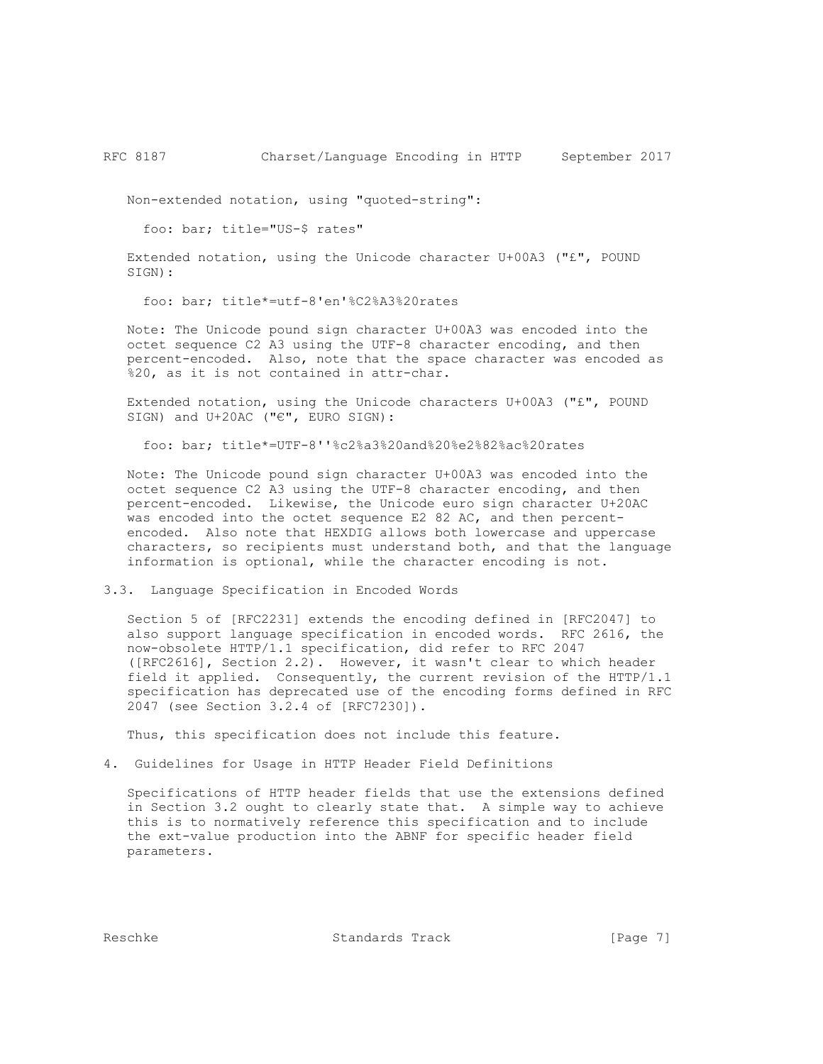Non-extended notation, using "quoted-string":

```
foo: bar; title="US-$ rates"
```

Extended notation, using the Unicode character U+00A3 ("£", POUND SIGN):

```
foo: bar; title*=utf-8'en'%C2%A3%20rates
```

Note: The Unicode pound sign character U+00A3 was encoded into the octet sequence C2 A3 using the UTF-8 character encoding, and then percent-encoded. Also, note that the space character was encoded as %20, as it is not contained in attr-char.

Extended notation, using the Unicode characters U+00A3 ("£", POUND SIGN) and U+20AC ("€", EURO SIGN):

```
foo: bar; title*=UTF-8''%c2%a3%20and%20%e2%82%ac%20rates
```

Note: The Unicode pound sign character U+00A3 was encoded into the octet sequence C2 A3 using the UTF-8 character encoding, and then percent-encoded. Likewise, the Unicode euro sign character U+20AC was encoded into the octet sequence E2 82 AC, and then percent-encoded. Also note that HEXDIG allows both lowercase and uppercase characters, so recipients must understand both, and that the language information is optional, while the character encoding is not.

### 3.3. Language Specification in Encoded Words

Section 5 of [RFC2231] extends the encoding defined in [RFC2047] to also support language specification in encoded words. RFC 2616, the now-obsolete HTTP/1.1 specification, did refer to RFC 2047 ([RFC2616], Section 2.2). However, it wasn't clear to which header field it applied. Consequently, the current revision of the HTTP/1.1 specification has deprecated use of the encoding forms defined in RFC 2047 (see Section 3.2.4 of [RFC7230]).

Thus, this specification does not include this feature.

## 4. Guidelines for Usage in HTTP Header Field Definitions

Specifications of HTTP header fields that use the extensions defined in Section 3.2 ought to clearly state that. A simple way to achieve this is to normatively reference this specification and to include the ext-value production into the ABNF for specific header field parameters.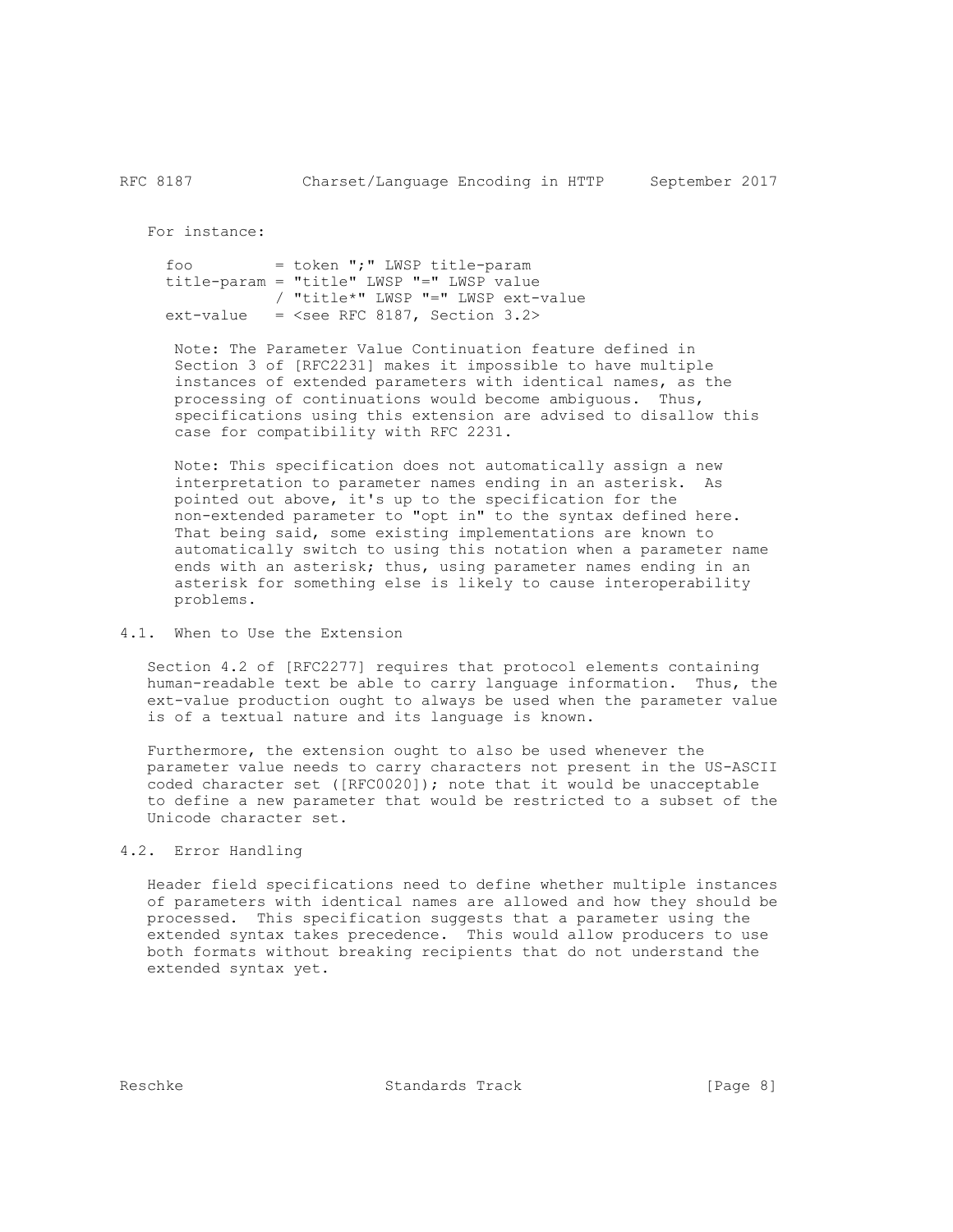For instance:

```
  foo         = token ";" LWSP title-param
  title-param = "title" LWSP "=" LWSP value
              / "title*" LWSP "=" LWSP ext-value
  ext-value   = <see RFC 8187, Section 3.2>
```

Note: The Parameter Value Continuation feature defined in Section 3 of [RFC2231] makes it impossible to have multiple instances of extended parameters with identical names, as the processing of continuations would become ambiguous. Thus, specifications using this extension are advised to disallow this case for compatibility with RFC 2231.

Note: This specification does not automatically assign a new interpretation to parameter names ending in an asterisk. As pointed out above, it's up to the specification for the non-extended parameter to "opt in" to the syntax defined here. That being said, some existing implementations are known to automatically switch to using this notation when a parameter name ends with an asterisk; thus, using parameter names ending in an asterisk for something else is likely to cause interoperability problems.

## 4.1. When to Use the Extension

Section 4.2 of [RFC2277] requires that protocol elements containing human-readable text be able to carry language information. Thus, the ext-value production ought to always be used when the parameter value is of a textual nature and its language is known.

Furthermore, the extension ought to also be used whenever the parameter value needs to carry characters not present in the US-ASCII coded character set ([RFC0020]); note that it would be unacceptable to define a new parameter that would be restricted to a subset of the Unicode character set.

## 4.2. Error Handling

Header field specifications need to define whether multiple instances of parameters with identical names are allowed and how they should be processed. This specification suggests that a parameter using the extended syntax takes precedence. This would allow producers to use both formats without breaking recipients that do not understand the extended syntax yet.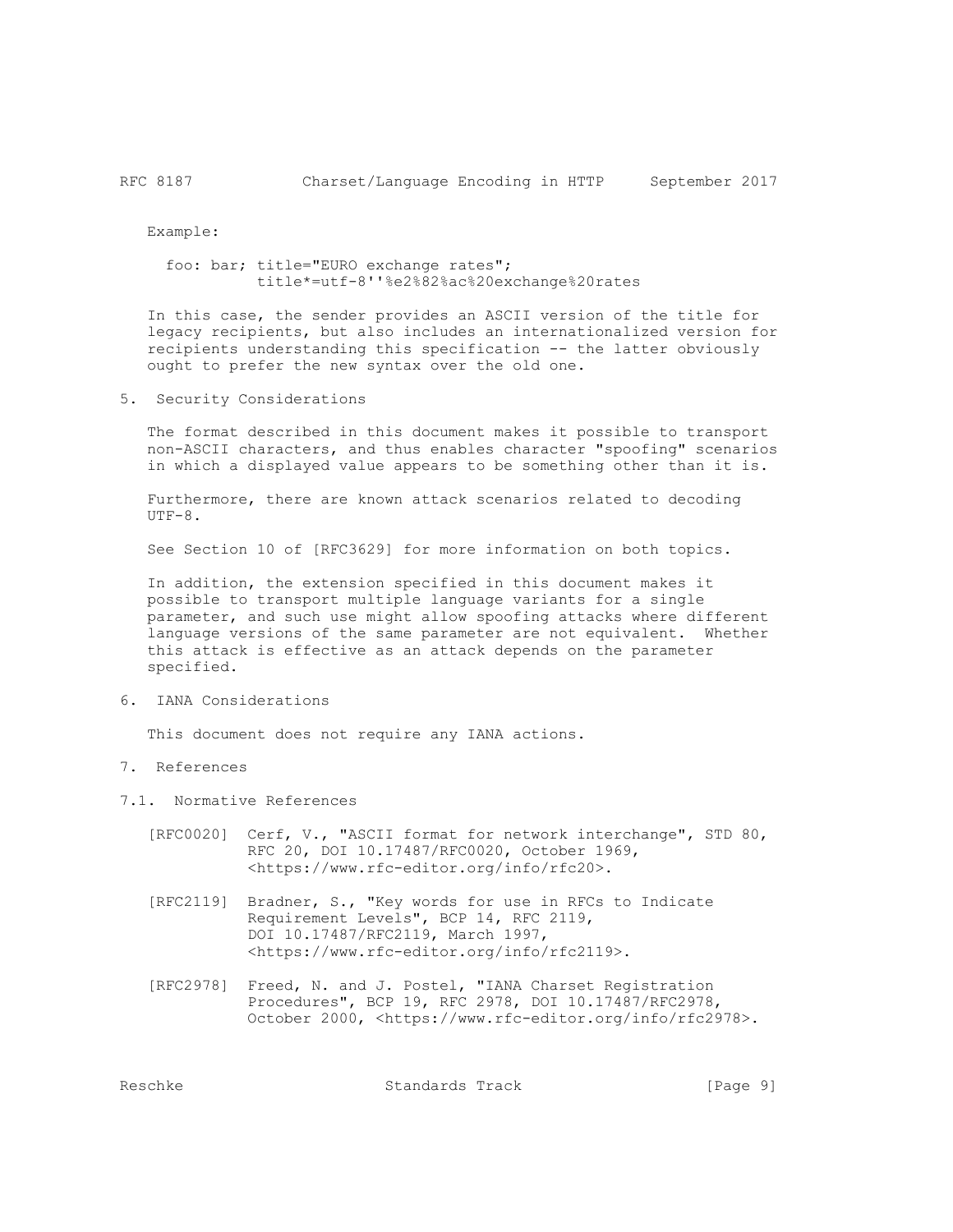Example:

```
foo: bar; title="EURO exchange rates";
          title*=utf-8''%e2%82%ac%20exchange%20rates
```

In this case, the sender provides an ASCII version of the title for legacy recipients, but also includes an internationalized version for recipients understanding this specification -- the latter obviously ought to prefer the new syntax over the old one.

## 5. Security Considerations

The format described in this document makes it possible to transport non-ASCII characters, and thus enables character "spoofing" scenarios in which a displayed value appears to be something other than it is.

Furthermore, there are known attack scenarios related to decoding UTF-8.

See Section 10 of [RFC3629] for more information on both topics.

In addition, the extension specified in this document makes it possible to transport multiple language variants for a single parameter, and such use might allow spoofing attacks where different language versions of the same parameter are not equivalent. Whether this attack is effective as an attack depends on the parameter specified.

## 6. IANA Considerations

This document does not require any IANA actions.

## 7. References

### 7.1. Normative References

[RFC0020] Cerf, V., "ASCII format for network interchange", STD 80, RFC 20, DOI 10.17487/RFC0020, October 1969, <https://www.rfc-editor.org/info/rfc20>.

[RFC2119] Bradner, S., "Key words for use in RFCs to Indicate Requirement Levels", BCP 14, RFC 2119, DOI 10.17487/RFC2119, March 1997, <https://www.rfc-editor.org/info/rfc2119>.

[RFC2978] Freed, N. and J. Postel, "IANA Charset Registration Procedures", BCP 19, RFC 2978, DOI 10.17487/RFC2978, October 2000, <https://www.rfc-editor.org/info/rfc2978>.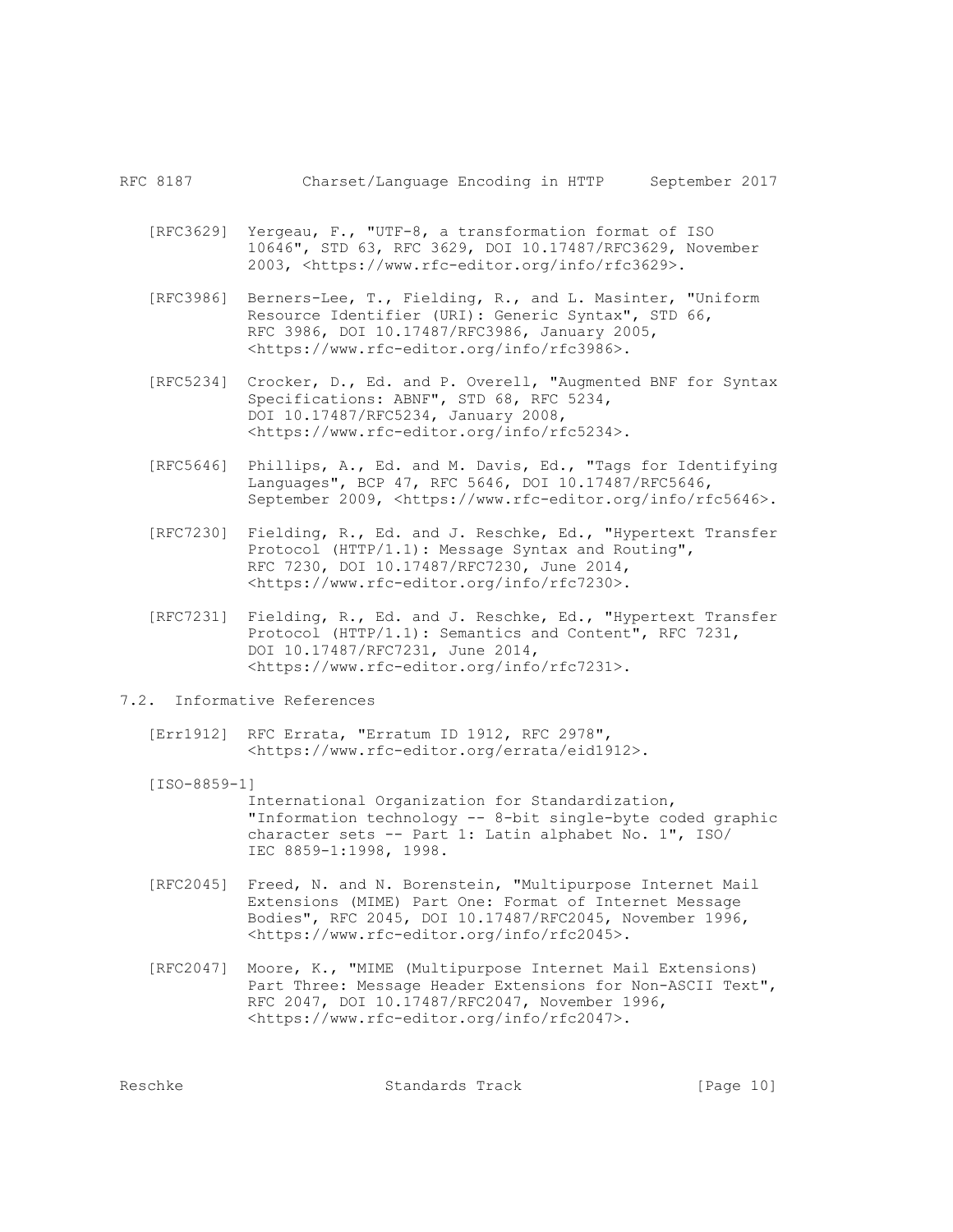[RFC3629] Yergeau, F., "UTF-8, a transformation format of ISO 10646", STD 63, RFC 3629, DOI 10.17487/RFC3629, November 2003, <https://www.rfc-editor.org/info/rfc3629>.

[RFC3986] Berners-Lee, T., Fielding, R., and L. Masinter, "Uniform Resource Identifier (URI): Generic Syntax", STD 66, RFC 3986, DOI 10.17487/RFC3986, January 2005, <https://www.rfc-editor.org/info/rfc3986>.

[RFC5234] Crocker, D., Ed. and P. Overell, "Augmented BNF for Syntax Specifications: ABNF", STD 68, RFC 5234, DOI 10.17487/RFC5234, January 2008, <https://www.rfc-editor.org/info/rfc5234>.

[RFC5646] Phillips, A., Ed. and M. Davis, Ed., "Tags for Identifying Languages", BCP 47, RFC 5646, DOI 10.17487/RFC5646, September 2009, <https://www.rfc-editor.org/info/rfc5646>.

[RFC7230] Fielding, R., Ed. and J. Reschke, Ed., "Hypertext Transfer Protocol (HTTP/1.1): Message Syntax and Routing", RFC 7230, DOI 10.17487/RFC7230, June 2014, <https://www.rfc-editor.org/info/rfc7230>.

[RFC7231] Fielding, R., Ed. and J. Reschke, Ed., "Hypertext Transfer Protocol (HTTP/1.1): Semantics and Content", RFC 7231, DOI 10.17487/RFC7231, June 2014, <https://www.rfc-editor.org/info/rfc7231>.

## 7.2. Informative References

[Err1912] RFC Errata, "Erratum ID 1912, RFC 2978", <https://www.rfc-editor.org/errata/eid1912>.

[ISO-8859-1] International Organization for Standardization, "Information technology -- 8-bit single-byte coded graphic character sets -- Part 1: Latin alphabet No. 1", ISO/IEC 8859-1:1998, 1998.

[RFC2045] Freed, N. and N. Borenstein, "Multipurpose Internet Mail Extensions (MIME) Part One: Format of Internet Message Bodies", RFC 2045, DOI 10.17487/RFC2045, November 1996, <https://www.rfc-editor.org/info/rfc2045>.

[RFC2047] Moore, K., "MIME (Multipurpose Internet Mail Extensions) Part Three: Message Header Extensions for Non-ASCII Text", RFC 2047, DOI 10.17487/RFC2047, November 1996, <https://www.rfc-editor.org/info/rfc2047>.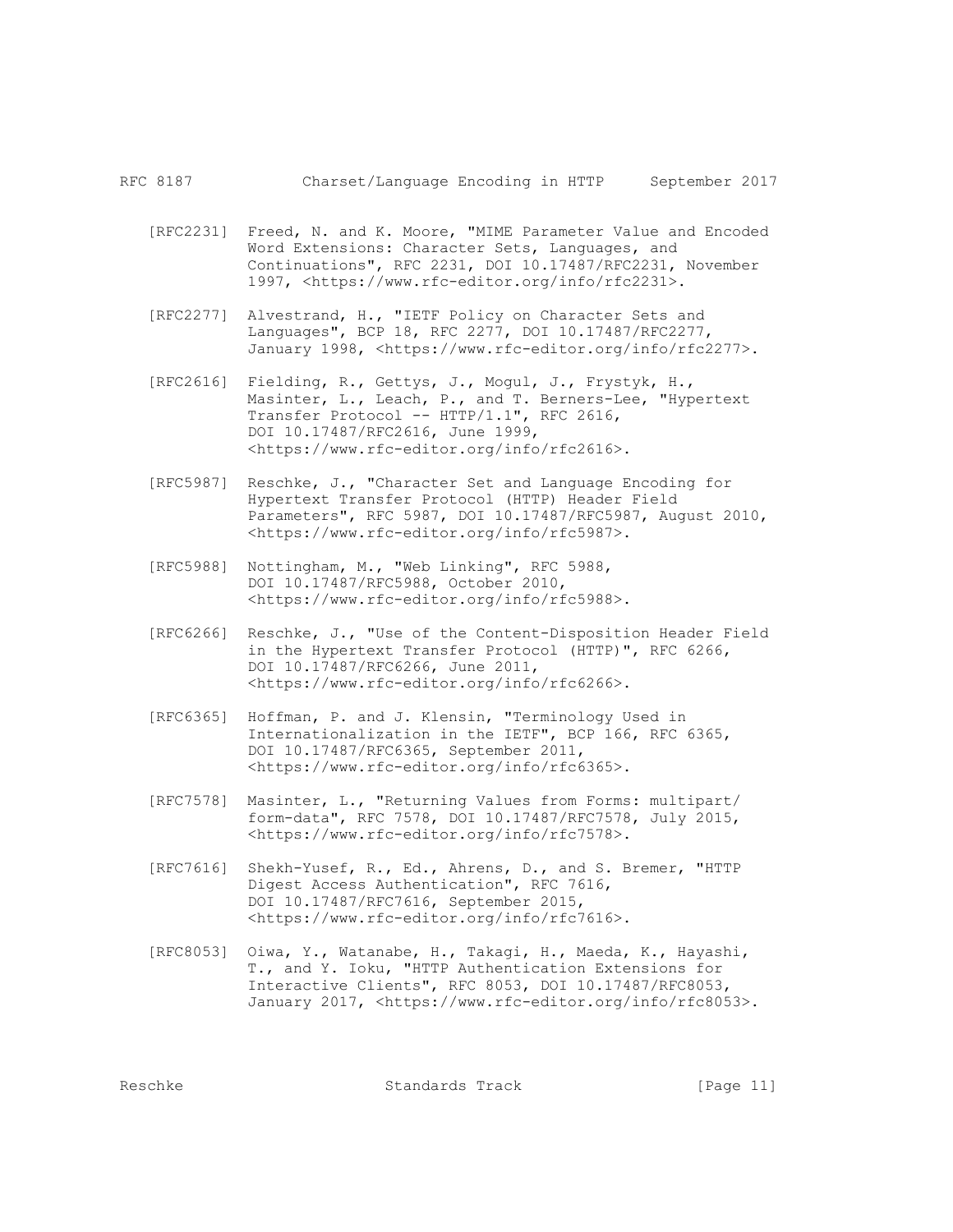[RFC2231] Freed, N. and K. Moore, "MIME Parameter Value and Encoded Word Extensions: Character Sets, Languages, and Continuations", RFC 2231, DOI 10.17487/RFC2231, November 1997, <https://www.rfc-editor.org/info/rfc2231>.

[RFC2277] Alvestrand, H., "IETF Policy on Character Sets and Languages", BCP 18, RFC 2277, DOI 10.17487/RFC2277, January 1998, <https://www.rfc-editor.org/info/rfc2277>.

[RFC2616] Fielding, R., Gettys, J., Mogul, J., Frystyk, H., Masinter, L., Leach, P., and T. Berners-Lee, "Hypertext Transfer Protocol -- HTTP/1.1", RFC 2616, DOI 10.17487/RFC2616, June 1999, <https://www.rfc-editor.org/info/rfc2616>.

[RFC5987] Reschke, J., "Character Set and Language Encoding for Hypertext Transfer Protocol (HTTP) Header Field Parameters", RFC 5987, DOI 10.17487/RFC5987, August 2010, <https://www.rfc-editor.org/info/rfc5987>.

[RFC5988] Nottingham, M., "Web Linking", RFC 5988, DOI 10.17487/RFC5988, October 2010, <https://www.rfc-editor.org/info/rfc5988>.

[RFC6266] Reschke, J., "Use of the Content-Disposition Header Field in the Hypertext Transfer Protocol (HTTP)", RFC 6266, DOI 10.17487/RFC6266, June 2011, <https://www.rfc-editor.org/info/rfc6266>.

[RFC6365] Hoffman, P. and J. Klensin, "Terminology Used in Internationalization in the IETF", BCP 166, RFC 6365, DOI 10.17487/RFC6365, September 2011, <https://www.rfc-editor.org/info/rfc6365>.

[RFC7578] Masinter, L., "Returning Values from Forms: multipart/form-data", RFC 7578, DOI 10.17487/RFC7578, July 2015, <https://www.rfc-editor.org/info/rfc7578>.

[RFC7616] Shekh-Yusef, R., Ed., Ahrens, D., and S. Bremer, "HTTP Digest Access Authentication", RFC 7616, DOI 10.17487/RFC7616, September 2015, <https://www.rfc-editor.org/info/rfc7616>.

[RFC8053] Oiwa, Y., Watanabe, H., Takagi, H., Maeda, K., Hayashi, T., and Y. Ioku, "HTTP Authentication Extensions for Interactive Clients", RFC 8053, DOI 10.17487/RFC8053, January 2017, <https://www.rfc-editor.org/info/rfc8053>.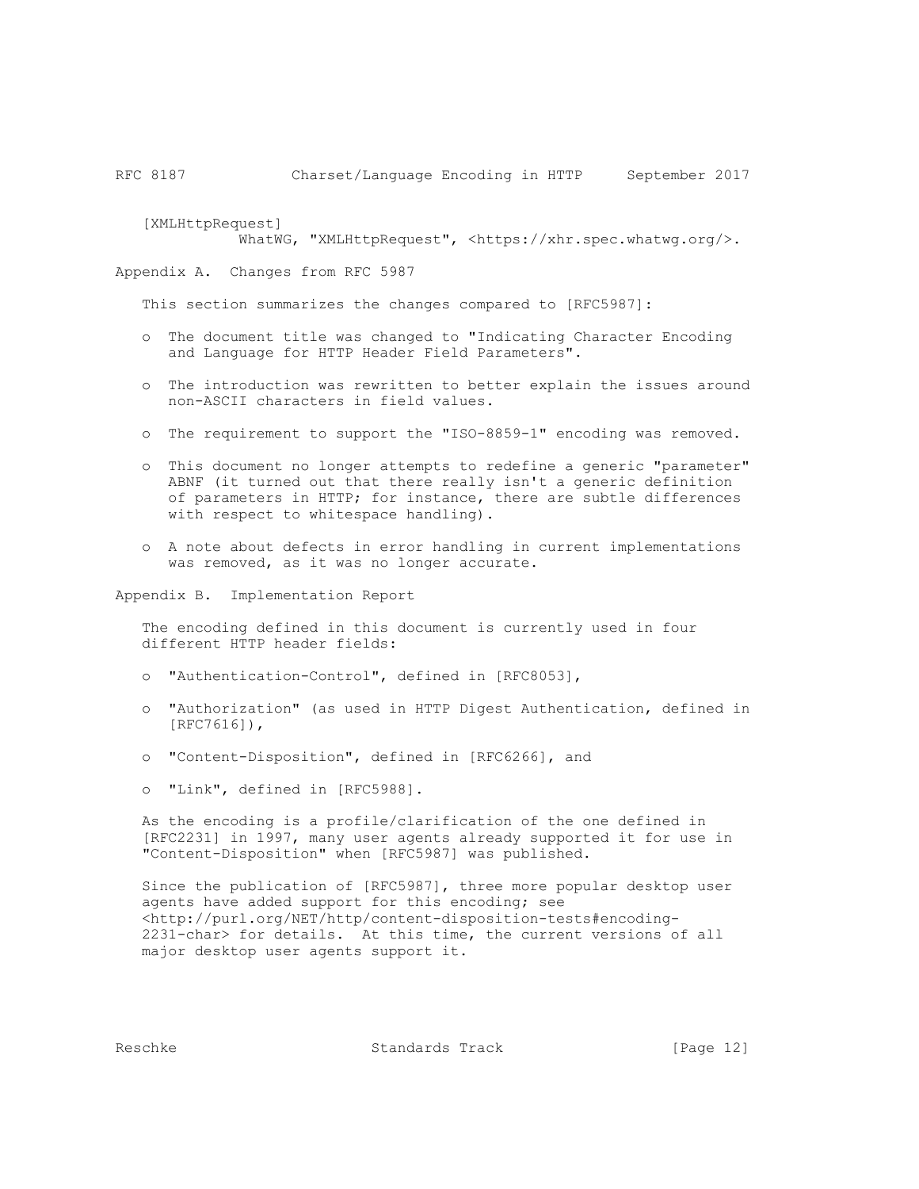[XMLHttpRequest]
WhatWG, "XMLHttpRequest", <https://xhr.spec.whatwg.org/>.

# Appendix A. Changes from RFC 5987

This section summarizes the changes compared to [RFC5987]:

- The document title was changed to "Indicating Character Encoding and Language for HTTP Header Field Parameters".
- The introduction was rewritten to better explain the issues around non-ASCII characters in field values.
- The requirement to support the "ISO-8859-1" encoding was removed.
- This document no longer attempts to redefine a generic "parameter" ABNF (it turned out that there really isn't a generic definition of parameters in HTTP; for instance, there are subtle differences with respect to whitespace handling).
- A note about defects in error handling in current implementations was removed, as it was no longer accurate.

# Appendix B. Implementation Report

The encoding defined in this document is currently used in four different HTTP header fields:

- "Authentication-Control", defined in [RFC8053],
- "Authorization" (as used in HTTP Digest Authentication, defined in [RFC7616]),
- "Content-Disposition", defined in [RFC6266], and
- "Link", defined in [RFC5988].

As the encoding is a profile/clarification of the one defined in [RFC2231] in 1997, many user agents already supported it for use in "Content-Disposition" when [RFC5987] was published.

Since the publication of [RFC5987], three more popular desktop user agents have added support for this encoding; see <http://purl.org/NET/http/content-disposition-tests#encoding-2231-char> for details. At this time, the current versions of all major desktop user agents support it.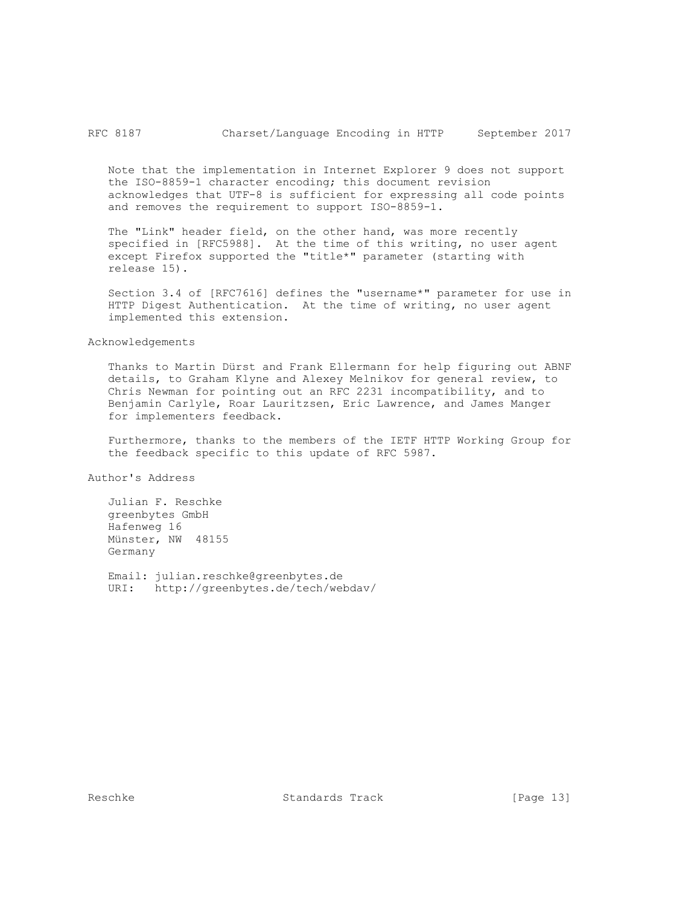Note that the implementation in Internet Explorer 9 does not support the ISO-8859-1 character encoding; this document revision acknowledges that UTF-8 is sufficient for expressing all code points and removes the requirement to support ISO-8859-1.

The "Link" header field, on the other hand, was more recently specified in [RFC5988]. At the time of this writing, no user agent except Firefox supported the "title*" parameter (starting with release 15).

Section 3.4 of [RFC7616] defines the "username*" parameter for use in HTTP Digest Authentication. At the time of writing, no user agent implemented this extension.

## Acknowledgements

Thanks to Martin Dürst and Frank Ellermann for help figuring out ABNF details, to Graham Klyne and Alexey Melnikov for general review, to Chris Newman for pointing out an RFC 2231 incompatibility, and to Benjamin Carlyle, Roar Lauritzsen, Eric Lawrence, and James Manger for implementers feedback.

Furthermore, thanks to the members of the IETF HTTP Working Group for the feedback specific to this update of RFC 5987.

## Author's Address

Julian F. Reschke
greenbytes GmbH
Hafenweg 16
Münster, NW 48155
Germany

Email: julian.reschke@greenbytes.de
URI: http://greenbytes.de/tech/webdav/